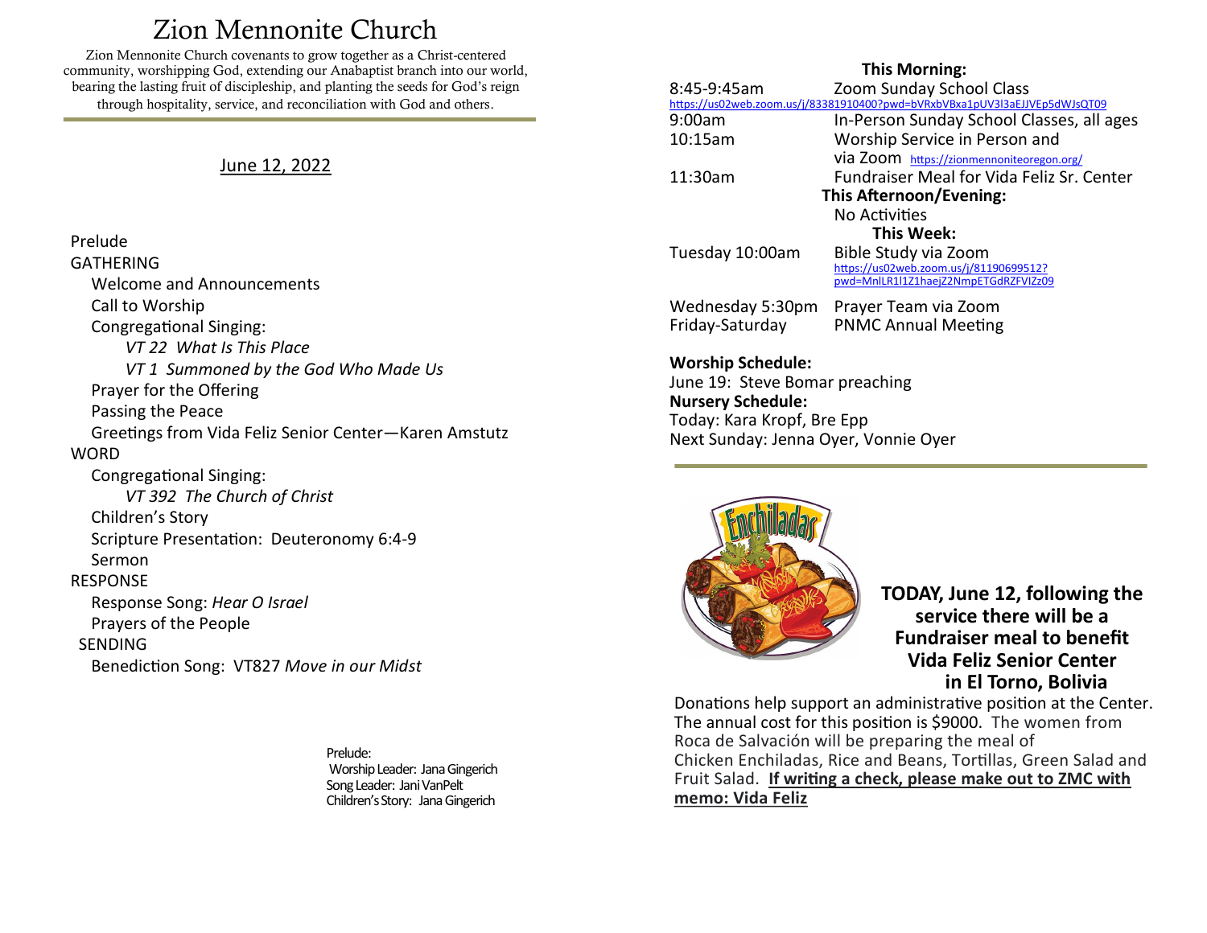# Zion Mennonite Church

Zion Mennonite Church covenants to grow together as a Christ-centered community, worshipping God, extending our Anabaptist branch into our world, bearing the lasting fruit of discipleship, and planting the seeds for God's reign through hospitality, service, and reconciliation with God and others.

June 12, 2022

Prelude

GATHERING

- Welcome and Announcements
- Call to Worship
- Congregational Singing:
  - *VT 22 What Is This Place*
  - *VT 1 Summoned by the God Who Made Us*
- Prayer for the Offering
- Passing the Peace
- Greetings from Vida Feliz Senior Center—Karen Amstutz

WORD

- Congregational Singing:
  - *VT 392 The Church of Christ*
- Children's Story
- Scripture Presentation: Deuteronomy 6:4-9
- Sermon

RESPONSE

- Response Song: *Hear O Israel*
- Prayers of the People

SENDING

- Benediction Song: VT827 *Move in our Midst*

Prelude:
Worship Leader: Jana Gingerich
Song Leader: Jani VanPelt
Children's Story: Jana Gingerich

**This Morning:**

| | |
|---|---|
| 8:45-9:45am | Zoom Sunday School Class https://us02web.zoom.us/j/83381910400?pwd=bVRxbVBxa1pUV3l3aEJJVEp5dWJsQT09 |
| 9:00am | In-Person Sunday School Classes, all ages |
| 10:15am | Worship Service in Person and via Zoom https://zionmennoniteoregon.org/ |
| 11:30am | Fundraiser Meal for Vida Feliz Sr. Center |

**This Afternoon/Evening:**

No Activities

**This Week:**

| | |
|---|---|
| Tuesday 10:00am | Bible Study via Zoom https://us02web.zoom.us/j/81190699512?pwd=MnlLR1l1Z1haejZ2NmpETGdRZFVIZz09 |
| Wednesday 5:30pm | Prayer Team via Zoom |
| Friday-Saturday | PNMC Annual Meeting |

**Worship Schedule:**
June 19: Steve Bomar preaching

**Nursery Schedule:**
Today: Kara Kropf, Bre Epp
Next Sunday: Jenna Oyer, Vonnie Oyer

**TODAY, June 12, following the service there will be a Fundraiser meal to benefit Vida Feliz Senior Center in El Torno, Bolivia**

Donations help support an administrative position at the Center. The annual cost for this position is $9000. The women from Roca de Salvación will be preparing the meal of Chicken Enchiladas, Rice and Beans, Tortillas, Green Salad and Fruit Salad. **If writing a check, please make out to ZMC with memo: Vida Feliz**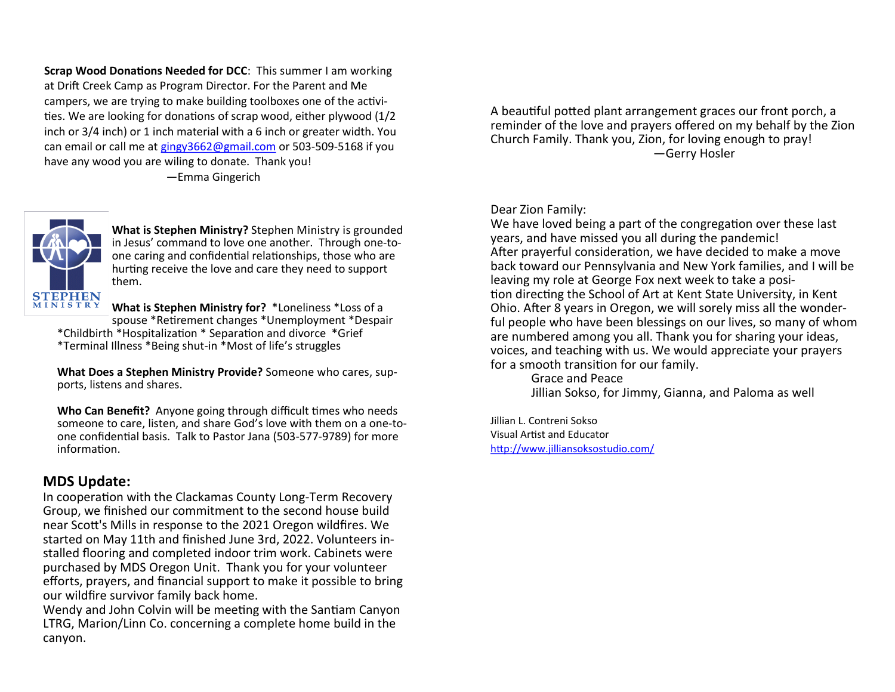**Scrap Wood Donations Needed for DCC**: This summer I am working at Drift Creek Camp as Program Director. For the Parent and Me campers, we are trying to make building toolboxes one of the activities. We are looking for donations of scrap wood, either plywood (1/2 inch or 3/4 inch) or 1 inch material with a 6 inch or greater width. You can email or call me at gingy3662@gmail.com or 503-509-5168 if you have any wood you are wiling to donate. Thank you!

—Emma Gingerich

STEPHEN MINISTRY

**What is Stephen Ministry?** Stephen Ministry is grounded in Jesus' command to love one another. Through one-to-one caring and confidential relationships, those who are hurting receive the love and care they need to support them.

**What is Stephen Ministry for?** *Loneliness *Loss of a spouse *Retirement changes *Unemployment *Despair *Childbirth *Hospitalization * Separation and divorce *Grief *Terminal Illness *Being shut-in *Most of life's struggles

**What Does a Stephen Ministry Provide?** Someone who cares, supports, listens and shares.

**Who Can Benefit?** Anyone going through difficult times who needs someone to care, listen, and share God's love with them on a one-to-one confidential basis. Talk to Pastor Jana (503-577-9789) for more information.

## MDS Update:

In cooperation with the Clackamas County Long-Term Recovery Group, we finished our commitment to the second house build near Scott's Mills in response to the 2021 Oregon wildfires. We started on May 11th and finished June 3rd, 2022. Volunteers installed flooring and completed indoor trim work. Cabinets were purchased by MDS Oregon Unit. Thank you for your volunteer efforts, prayers, and financial support to make it possible to bring our wildfire survivor family back home.

Wendy and John Colvin will be meeting with the Santiam Canyon LTRG, Marion/Linn Co. concerning a complete home build in the canyon.

A beautiful potted plant arrangement graces our front porch, a reminder of the love and prayers offered on my behalf by the Zion Church Family. Thank you, Zion, for loving enough to pray!

—Gerry Hosler

Dear Zion Family:

We have loved being a part of the congregation over these last years, and have missed you all during the pandemic!

After prayerful consideration, we have decided to make a move back toward our Pennsylvania and New York families, and I will be leaving my role at George Fox next week to take a position directing the School of Art at Kent State University, in Kent Ohio. After 8 years in Oregon, we will sorely miss all the wonderful people who have been blessings on our lives, so many of whom are numbered among you all. Thank you for sharing your ideas, voices, and teaching with us. We would appreciate your prayers for a smooth transition for our family.

Grace and Peace

Jillian Sokso, for Jimmy, Gianna, and Paloma as well

Jillian L. Contreni Sokso
Visual Artist and Educator
http://www.jilliansoksostudio.com/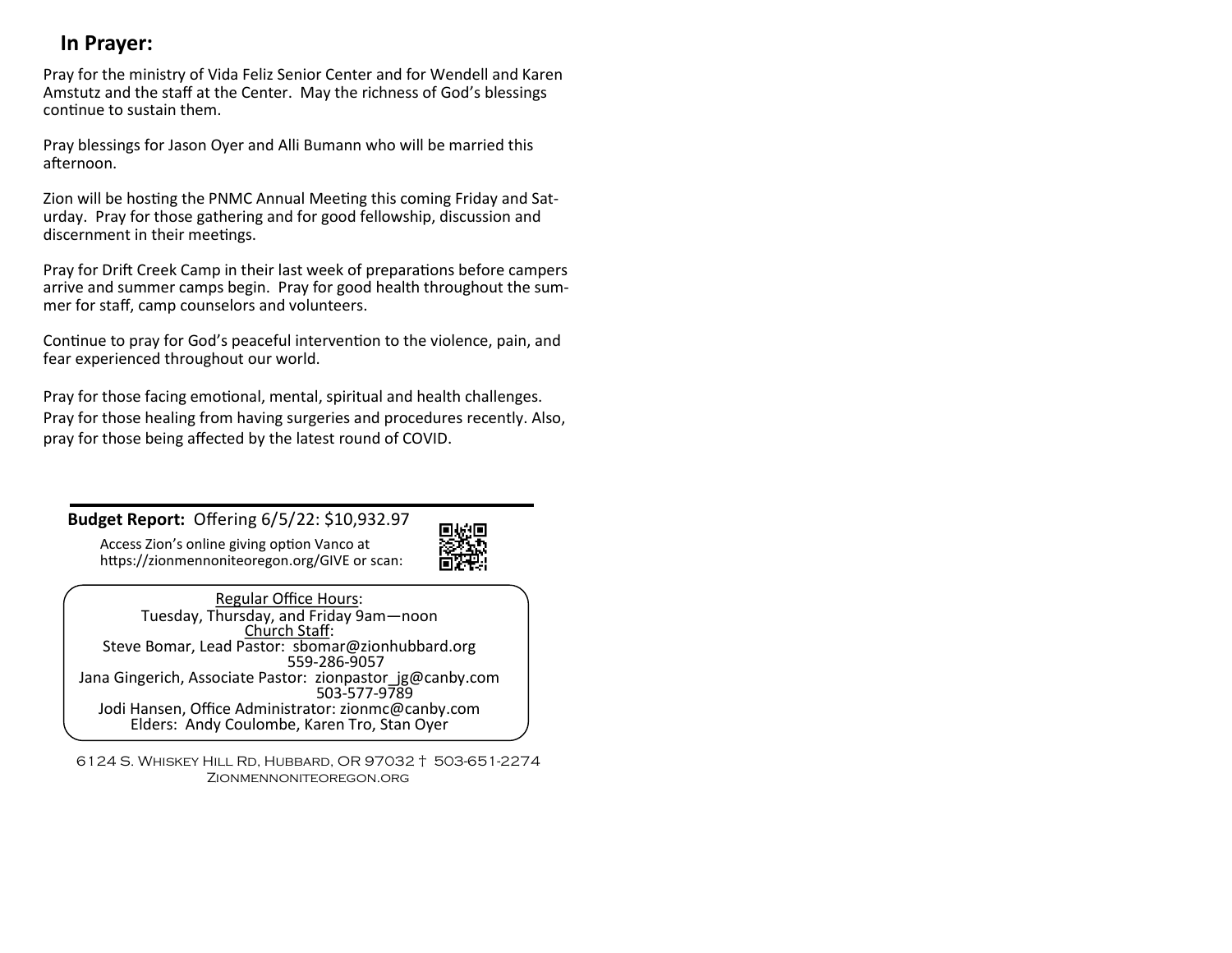## In Prayer:

Pray for the ministry of Vida Feliz Senior Center and for Wendell and Karen Amstutz and the staff at the Center. May the richness of God's blessings continue to sustain them.

Pray blessings for Jason Oyer and Alli Bumann who will be married this afternoon.

Zion will be hosting the PNMC Annual Meeting this coming Friday and Saturday. Pray for those gathering and for good fellowship, discussion and discernment in their meetings.

Pray for Drift Creek Camp in their last week of preparations before campers arrive and summer camps begin. Pray for good health throughout the summer for staff, camp counselors and volunteers.

Continue to pray for God's peaceful intervention to the violence, pain, and fear experienced throughout our world.

Pray for those facing emotional, mental, spiritual and health challenges. Pray for those healing from having surgeries and procedures recently. Also, pray for those being affected by the latest round of COVID.

---

**Budget Report:** Offering 6/5/22: $10,932.97

Access Zion's online giving option Vanco at https://zionmennoniteoregon.org/GIVE or scan:

Regular Office Hours:
Tuesday, Thursday, and Friday 9am—noon

Church Staff:
Steve Bomar, Lead Pastor: sbomar@zionhubbard.org
559-286-9057
Jana Gingerich, Associate Pastor: zionpastor_jg@canby.com
503-577-9789
Jodi Hansen, Office Administrator: zionmc@canby.com
Elders: Andy Coulombe, Karen Tro, Stan Oyer

6124 S. Whiskey Hill Rd, Hubbard, OR 97032 † 503-651-2274
Zionmennoniteoregon.org